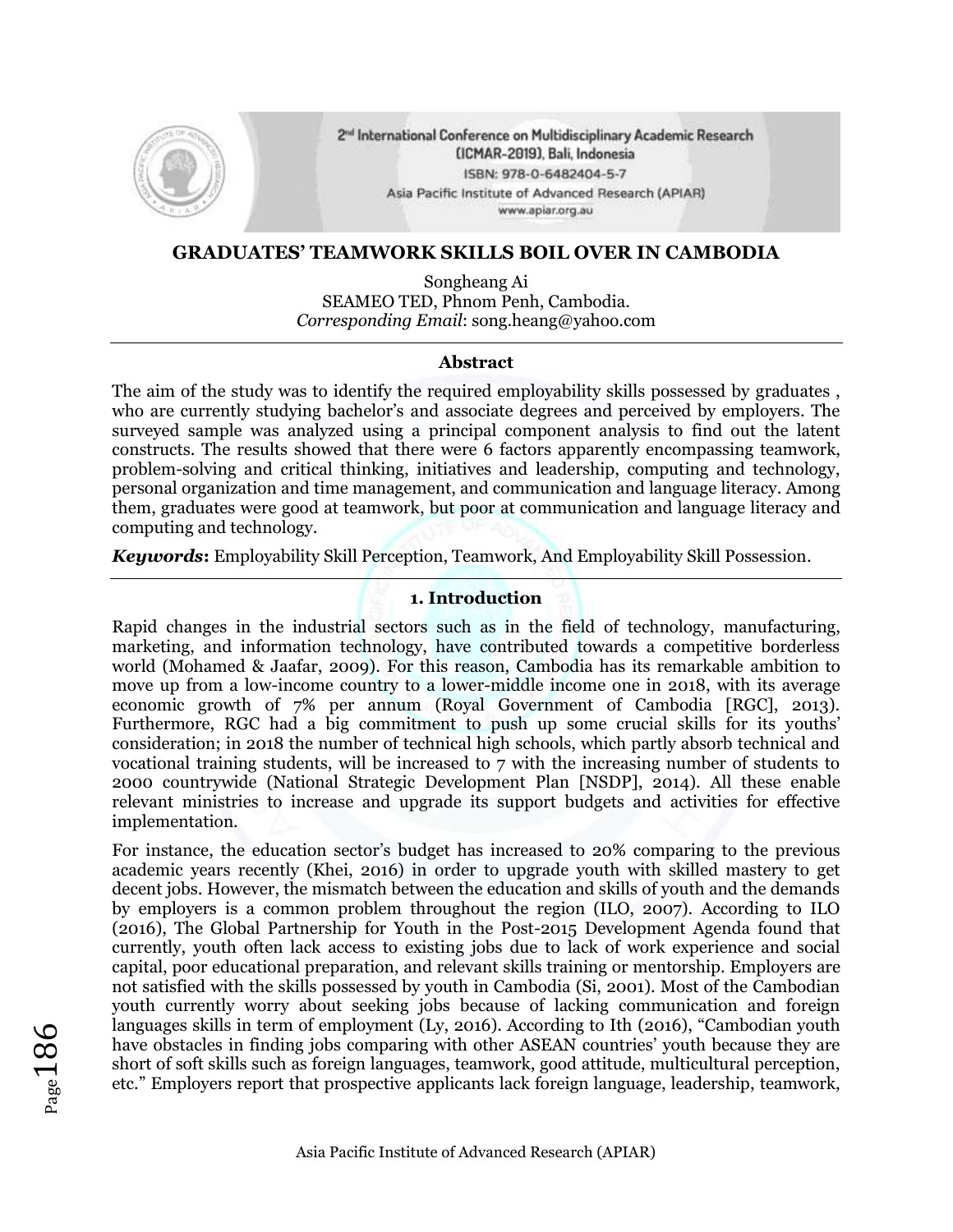# GRADUATES' TEAMWORK SKILLS BOIL OVER IN CAMBODIA

Songheang Ai
SEAMEO TED, Phnom Penh, Cambodia.
*Corresponding Email*: song.heang@yahoo.com

## Abstract

The aim of the study was to identify the required employability skills possessed by graduates , who are currently studying bachelor's and associate degrees and perceived by employers. The surveyed sample was analyzed using a principal component analysis to find out the latent constructs. The results showed that there were 6 factors apparently encompassing teamwork, problem-solving and critical thinking, initiatives and leadership, computing and technology, personal organization and time management, and communication and language literacy. Among them, graduates were good at teamwork, but poor at communication and language literacy and computing and technology.

***Keywords*:** Employability Skill Perception, Teamwork, And Employability Skill Possession.

## 1. Introduction

Rapid changes in the industrial sectors such as in the field of technology, manufacturing, marketing, and information technology, have contributed towards a competitive borderless world (Mohamed & Jaafar, 2009). For this reason, Cambodia has its remarkable ambition to move up from a low-income country to a lower-middle income one in 2018, with its average economic growth of 7% per annum (Royal Government of Cambodia [RGC], 2013). Furthermore, RGC had a big commitment to push up some crucial skills for its youths' consideration; in 2018 the number of technical high schools, which partly absorb technical and vocational training students, will be increased to 7 with the increasing number of students to 2000 countrywide (National Strategic Development Plan [NSDP], 2014). All these enable relevant ministries to increase and upgrade its support budgets and activities for effective implementation.

For instance, the education sector's budget has increased to 20% comparing to the previous academic years recently (Khei, 2016) in order to upgrade youth with skilled mastery to get decent jobs. However, the mismatch between the education and skills of youth and the demands by employers is a common problem throughout the region (ILO, 2007). According to ILO (2016), The Global Partnership for Youth in the Post-2015 Development Agenda found that currently, youth often lack access to existing jobs due to lack of work experience and social capital, poor educational preparation, and relevant skills training or mentorship. Employers are not satisfied with the skills possessed by youth in Cambodia (Si, 2001). Most of the Cambodian youth currently worry about seeking jobs because of lacking communication and foreign languages skills in term of employment (Ly, 2016). According to Ith (2016), "Cambodian youth have obstacles in finding jobs comparing with other ASEAN countries' youth because they are short of soft skills such as foreign languages, teamwork, good attitude, multicultural perception, etc." Employers report that prospective applicants lack foreign language, leadership, teamwork,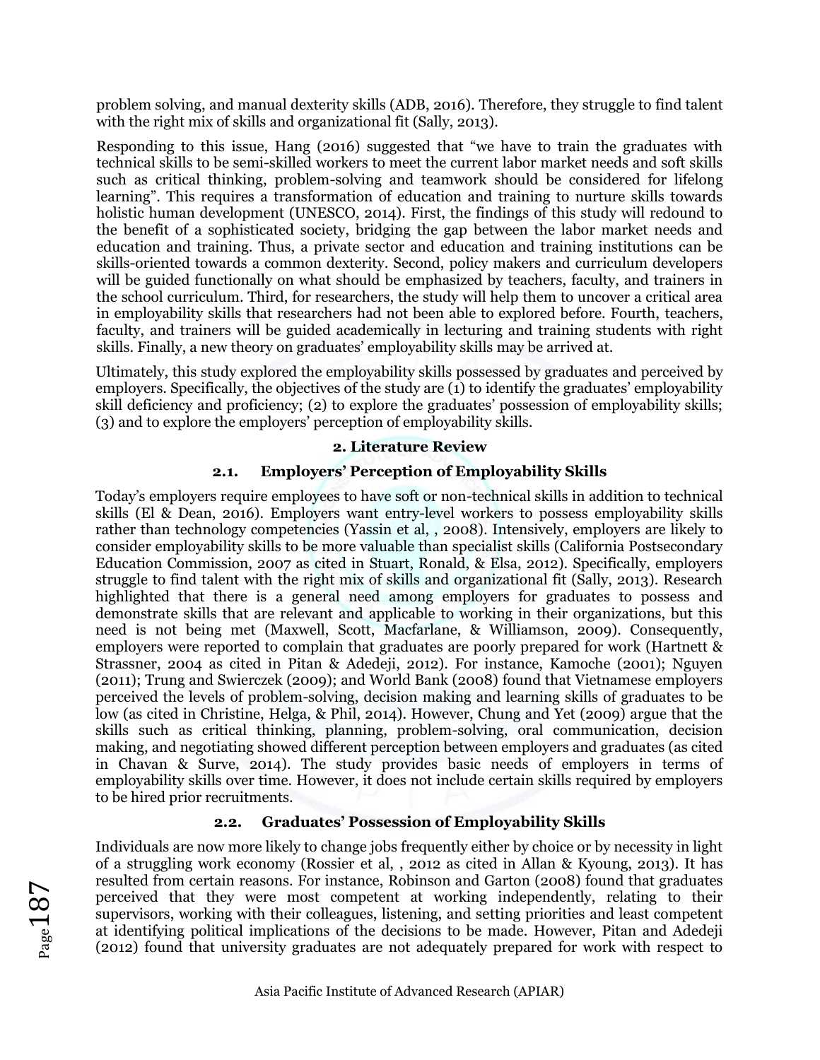problem solving, and manual dexterity skills (ADB, 2016). Therefore, they struggle to find talent with the right mix of skills and organizational fit (Sally, 2013).

Responding to this issue, Hang (2016) suggested that "we have to train the graduates with technical skills to be semi-skilled workers to meet the current labor market needs and soft skills such as critical thinking, problem-solving and teamwork should be considered for lifelong learning". This requires a transformation of education and training to nurture skills towards holistic human development (UNESCO, 2014). First, the findings of this study will redound to the benefit of a sophisticated society, bridging the gap between the labor market needs and education and training. Thus, a private sector and education and training institutions can be skills-oriented towards a common dexterity. Second, policy makers and curriculum developers will be guided functionally on what should be emphasized by teachers, faculty, and trainers in the school curriculum. Third, for researchers, the study will help them to uncover a critical area in employability skills that researchers had not been able to explored before. Fourth, teachers, faculty, and trainers will be guided academically in lecturing and training students with right skills. Finally, a new theory on graduates' employability skills may be arrived at.

Ultimately, this study explored the employability skills possessed by graduates and perceived by employers. Specifically, the objectives of the study are (1) to identify the graduates' employability skill deficiency and proficiency; (2) to explore the graduates' possession of employability skills; (3) and to explore the employers' perception of employability skills.

## 2. Literature Review

### 2.1. Employers' Perception of Employability Skills

Today's employers require employees to have soft or non-technical skills in addition to technical skills (El & Dean, 2016). Employers want entry-level workers to possess employability skills rather than technology competencies (Yassin et al, , 2008). Intensively, employers are likely to consider employability skills to be more valuable than specialist skills (California Postsecondary Education Commission, 2007 as cited in Stuart, Ronald, & Elsa, 2012). Specifically, employers struggle to find talent with the right mix of skills and organizational fit (Sally, 2013). Research highlighted that there is a general need among employers for graduates to possess and demonstrate skills that are relevant and applicable to working in their organizations, but this need is not being met (Maxwell, Scott, Macfarlane, & Williamson, 2009). Consequently, employers were reported to complain that graduates are poorly prepared for work (Hartnett & Strassner, 2004 as cited in Pitan & Adedeji, 2012). For instance, Kamoche (2001); Nguyen (2011); Trung and Swierczek (2009); and World Bank (2008) found that Vietnamese employers perceived the levels of problem-solving, decision making and learning skills of graduates to be low (as cited in Christine, Helga, & Phil, 2014). However, Chung and Yet (2009) argue that the skills such as critical thinking, planning, problem-solving, oral communication, decision making, and negotiating showed different perception between employers and graduates (as cited in Chavan & Surve, 2014). The study provides basic needs of employers in terms of employability skills over time. However, it does not include certain skills required by employers to be hired prior recruitments.

### 2.2. Graduates' Possession of Employability Skills

Individuals are now more likely to change jobs frequently either by choice or by necessity in light of a struggling work economy (Rossier et al, , 2012 as cited in Allan & Kyoung, 2013). It has resulted from certain reasons. For instance, Robinson and Garton (2008) found that graduates perceived that they were most competent at working independently, relating to their supervisors, working with their colleagues, listening, and setting priorities and least competent at identifying political implications of the decisions to be made. However, Pitan and Adedeji (2012) found that university graduates are not adequately prepared for work with respect to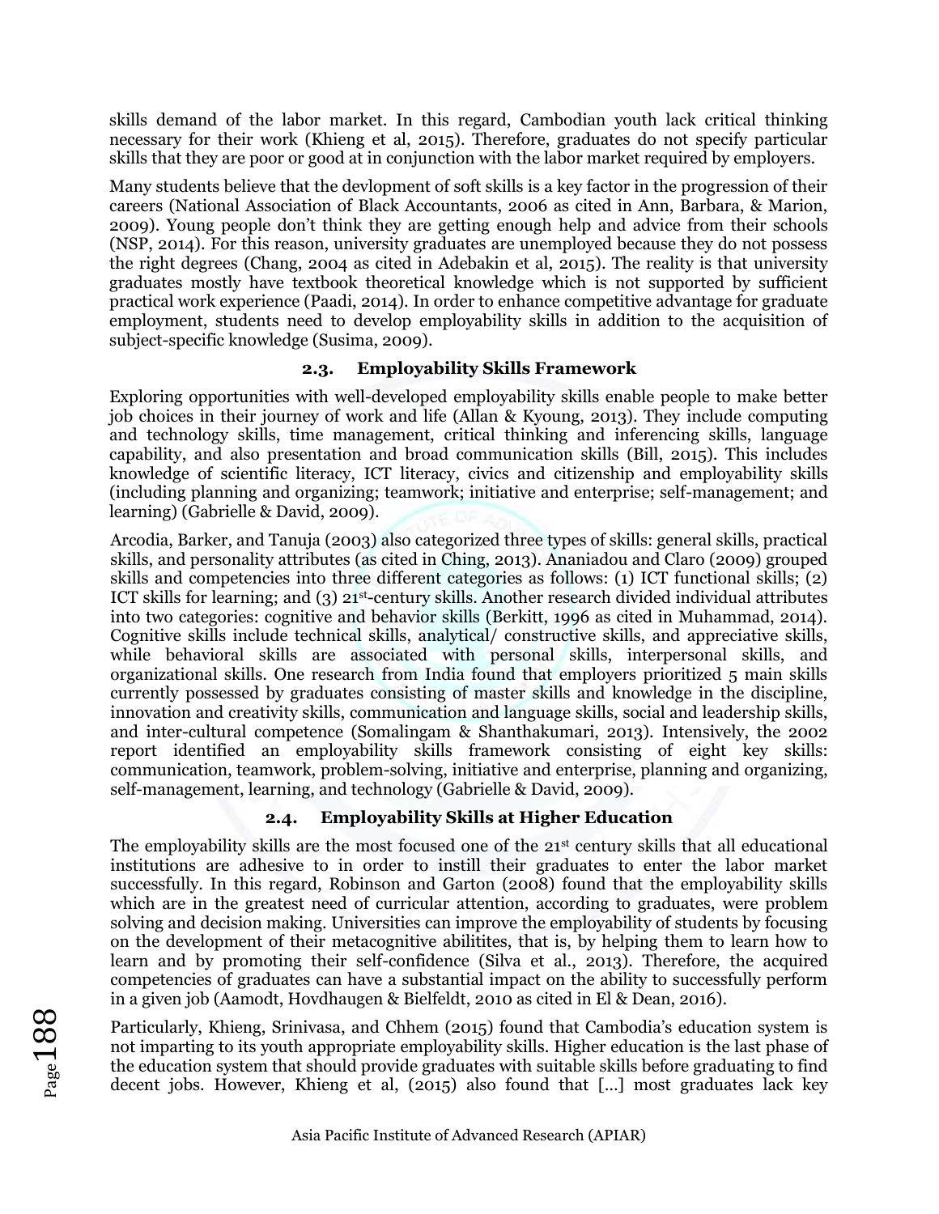skills demand of the labor market. In this regard, Cambodian youth lack critical thinking necessary for their work (Khieng et al, 2015). Therefore, graduates do not specify particular skills that they are poor or good at in conjunction with the labor market required by employers.

Many students believe that the devlopment of soft skills is a key factor in the progression of their careers (National Association of Black Accountants, 2006 as cited in Ann, Barbara, & Marion, 2009). Young people don't think they are getting enough help and advice from their schools (NSP, 2014). For this reason, university graduates are unemployed because they do not possess the right degrees (Chang, 2004 as cited in Adebakin et al, 2015). The reality is that university graduates mostly have textbook theoretical knowledge which is not supported by sufficient practical work experience (Paadi, 2014). In order to enhance competitive advantage for graduate employment, students need to develop employability skills in addition to the acquisition of subject-specific knowledge (Susima, 2009).

### 2.3. Employability Skills Framework

Exploring opportunities with well-developed employability skills enable people to make better job choices in their journey of work and life (Allan & Kyoung, 2013). They include computing and technology skills, time management, critical thinking and inferencing skills, language capability, and also presentation and broad communication skills (Bill, 2015). This includes knowledge of scientific literacy, ICT literacy, civics and citizenship and employability skills (including planning and organizing; teamwork; initiative and enterprise; self-management; and learning) (Gabrielle & David, 2009).

Arcodia, Barker, and Tanuja (2003) also categorized three types of skills: general skills, practical skills, and personality attributes (as cited in Ching, 2013). Ananiadou and Claro (2009) grouped skills and competencies into three different categories as follows: (1) ICT functional skills; (2) ICT skills for learning; and (3) 21st-century skills. Another research divided individual attributes into two categories: cognitive and behavior skills (Berkitt, 1996 as cited in Muhammad, 2014). Cognitive skills include technical skills, analytical/ constructive skills, and appreciative skills, while behavioral skills are associated with personal skills, interpersonal skills, and organizational skills. One research from India found that employers prioritized 5 main skills currently possessed by graduates consisting of master skills and knowledge in the discipline, innovation and creativity skills, communication and language skills, social and leadership skills, and inter-cultural competence (Somalingam & Shanthakumari, 2013). Intensively, the 2002 report identified an employability skills framework consisting of eight key skills: communication, teamwork, problem-solving, initiative and enterprise, planning and organizing, self-management, learning, and technology (Gabrielle & David, 2009).

### 2.4. Employability Skills at Higher Education

The employability skills are the most focused one of the 21st century skills that all educational institutions are adhesive to in order to instill their graduates to enter the labor market successfully. In this regard, Robinson and Garton (2008) found that the employability skills which are in the greatest need of curricular attention, according to graduates, were problem solving and decision making. Universities can improve the employability of students by focusing on the development of their metacognitive abilitites, that is, by helping them to learn how to learn and by promoting their self-confidence (Silva et al., 2013). Therefore, the acquired competencies of graduates can have a substantial impact on the ability to successfully perform in a given job (Aamodt, Hovdhaugen & Bielfeldt, 2010 as cited in El & Dean, 2016).

Particularly, Khieng, Srinivasa, and Chhem (2015) found that Cambodia's education system is not imparting to its youth appropriate employability skills. Higher education is the last phase of the education system that should provide graduates with suitable skills before graduating to find decent jobs. However, Khieng et al, (2015) also found that [...] most graduates lack key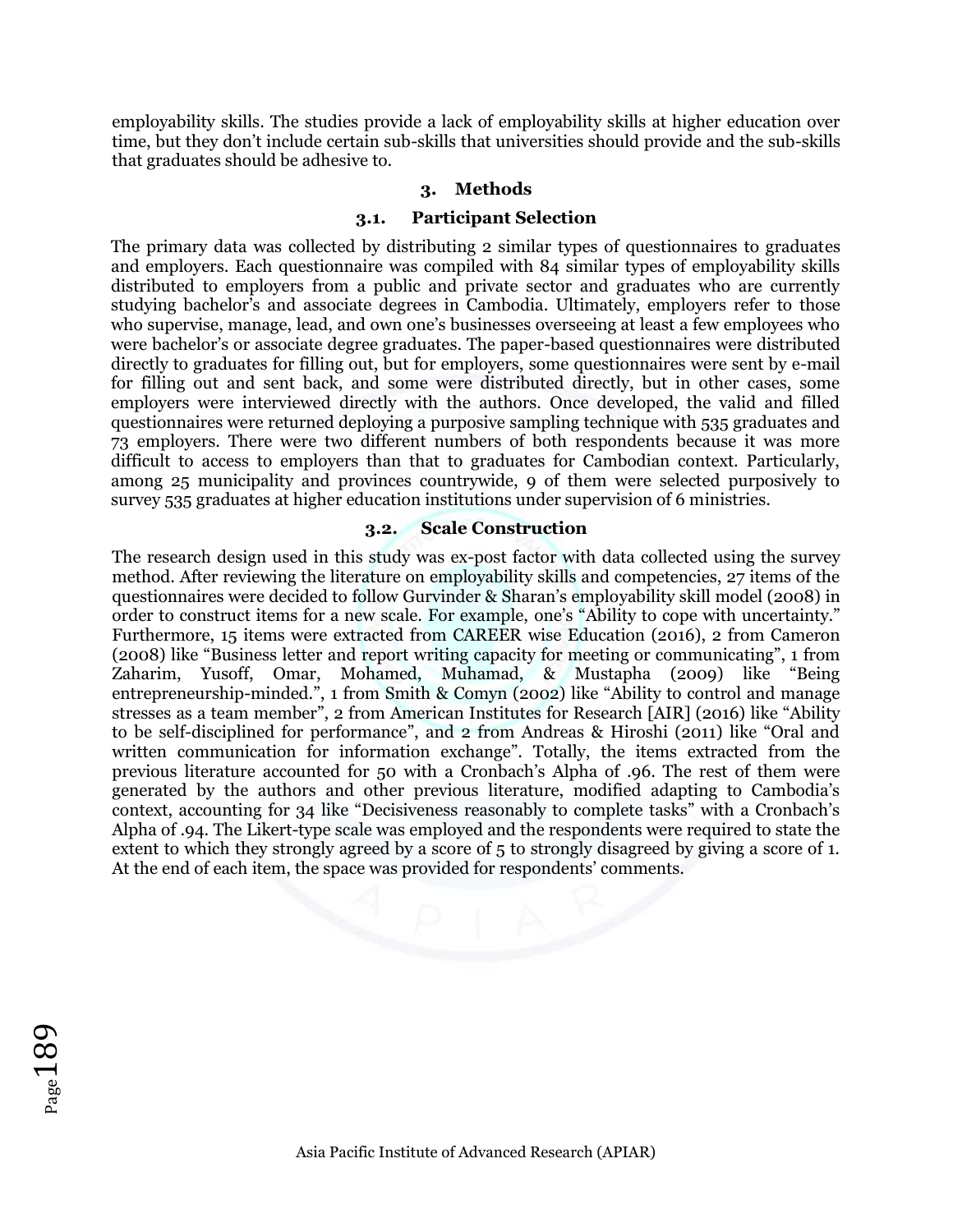employability skills. The studies provide a lack of employability skills at higher education over time, but they don't include certain sub-skills that universities should provide and the sub-skills that graduates should be adhesive to.

## 3. Methods

### 3.1. Participant Selection

The primary data was collected by distributing 2 similar types of questionnaires to graduates and employers. Each questionnaire was compiled with 84 similar types of employability skills distributed to employers from a public and private sector and graduates who are currently studying bachelor's and associate degrees in Cambodia. Ultimately, employers refer to those who supervise, manage, lead, and own one's businesses overseeing at least a few employees who were bachelor's or associate degree graduates. The paper-based questionnaires were distributed directly to graduates for filling out, but for employers, some questionnaires were sent by e-mail for filling out and sent back, and some were distributed directly, but in other cases, some employers were interviewed directly with the authors. Once developed, the valid and filled questionnaires were returned deploying a purposive sampling technique with 535 graduates and 73 employers. There were two different numbers of both respondents because it was more difficult to access to employers than that to graduates for Cambodian context. Particularly, among 25 municipality and provinces countrywide, 9 of them were selected purposively to survey 535 graduates at higher education institutions under supervision of 6 ministries.

### 3.2. Scale Construction

The research design used in this study was ex-post factor with data collected using the survey method. After reviewing the literature on employability skills and competencies, 27 items of the questionnaires were decided to follow Gurvinder & Sharan's employability skill model (2008) in order to construct items for a new scale. For example, one's "Ability to cope with uncertainty." Furthermore, 15 items were extracted from CAREER wise Education (2016), 2 from Cameron (2008) like "Business letter and report writing capacity for meeting or communicating", 1 from Zaharim, Yusoff, Omar, Mohamed, Muhamad, & Mustapha (2009) like "Being entrepreneurship-minded.", 1 from Smith & Comyn (2002) like "Ability to control and manage stresses as a team member", 2 from American Institutes for Research [AIR] (2016) like "Ability to be self-disciplined for performance", and 2 from Andreas & Hiroshi (2011) like "Oral and written communication for information exchange". Totally, the items extracted from the previous literature accounted for 50 with a Cronbach's Alpha of .96. The rest of them were generated by the authors and other previous literature, modified adapting to Cambodia's context, accounting for 34 like "Decisiveness reasonably to complete tasks" with a Cronbach's Alpha of .94. The Likert-type scale was employed and the respondents were required to state the extent to which they strongly agreed by a score of 5 to strongly disagreed by giving a score of 1. At the end of each item, the space was provided for respondents' comments.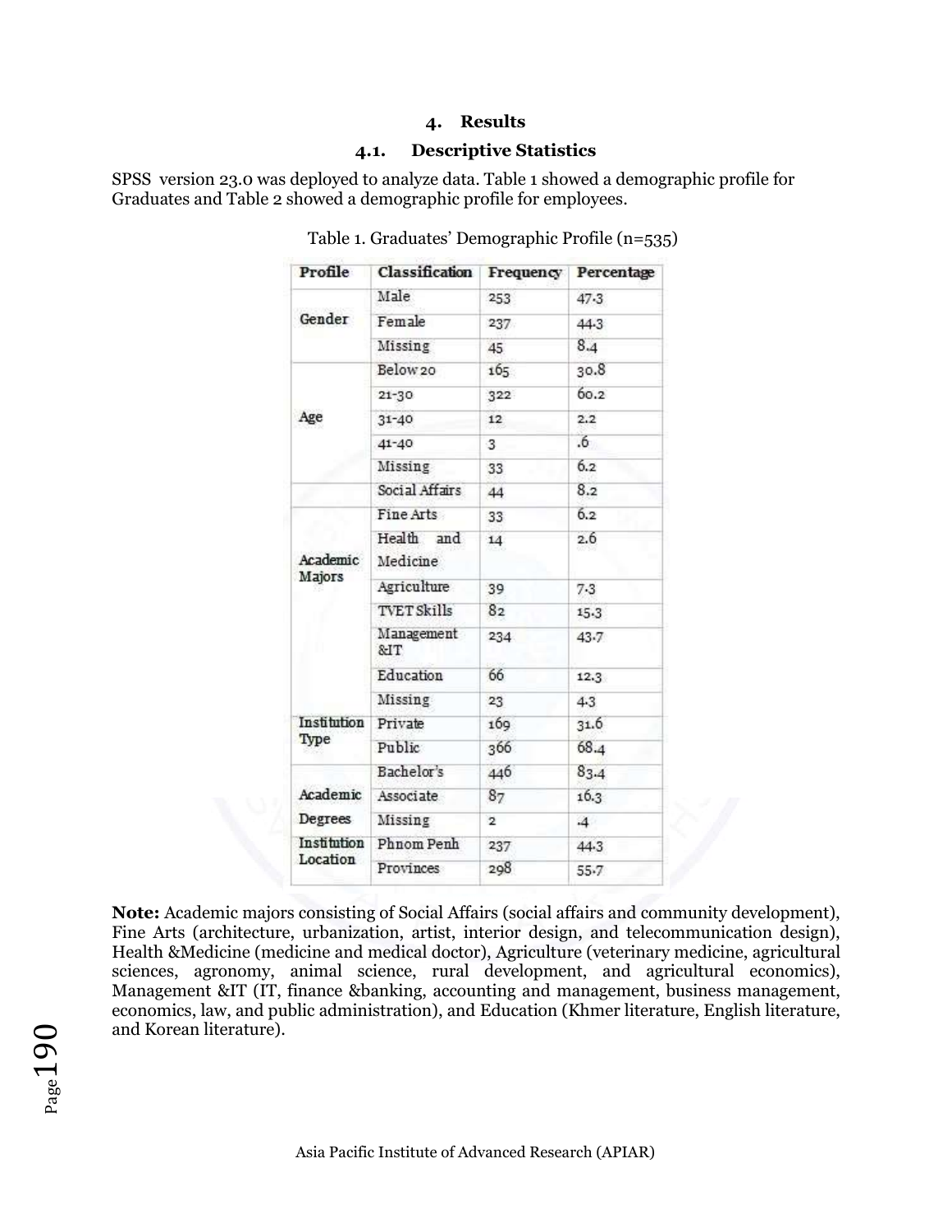## 4. Results

### 4.1. Descriptive Statistics

SPSS version 23.0 was deployed to analyze data. Table 1 showed a demographic profile for Graduates and Table 2 showed a demographic profile for employees.

Table 1. Graduates' Demographic Profile (n=535)

| Profile | Classification | Frequency | Percentage |
|---|---|---|---|
| Gender | Male | 253 | 47.3 |
| | Female | 237 | 44.3 |
| | Missing | 45 | 8.4 |
| Age | Below 20 | 165 | 30.8 |
| | 21-30 | 322 | 60.2 |
| | 31-40 | 12 | 2.2 |
| | 41-40 | 3 | .6 |
| | Missing | 33 | 6.2 |
| Academic Majors | Social Affairs | 44 | 8.2 |
| | Fine Arts | 33 | 6.2 |
| | Health and Medicine | 14 | 2.6 |
| | Agriculture | 39 | 7.3 |
| | TVET Skills | 82 | 15.3 |
| | Management &IT | 234 | 43.7 |
| | Education | 66 | 12.3 |
| | Missing | 23 | 4.3 |
| Institution Type | Private | 169 | 31.6 |
| | Public | 366 | 68.4 |
| Academic Degrees | Bachelor's | 446 | 83.4 |
| | Associate | 87 | 16.3 |
| | Missing | 2 | .4 |
| Institution Location | Phnom Penh | 237 | 44.3 |
| | Provinces | 298 | 55.7 |

**Note:** Academic majors consisting of Social Affairs (social affairs and community development), Fine Arts (architecture, urbanization, artist, interior design, and telecommunication design), Health &Medicine (medicine and medical doctor), Agriculture (veterinary medicine, agricultural sciences, agronomy, animal science, rural development, and agricultural economics), Management &IT (IT, finance &banking, accounting and management, business management, economics, law, and public administration), and Education (Khmer literature, English literature, and Korean literature).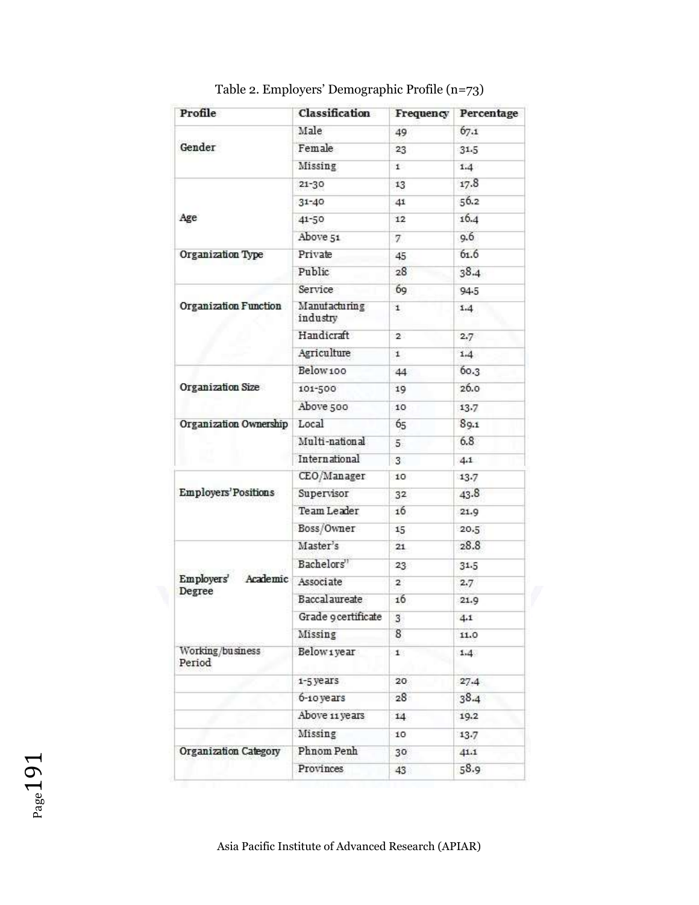Table 2. Employers' Demographic Profile (n=73)

| Profile | Classification | Frequency | Percentage |
|---|---|---|---|
| Gender | Male | 49 | 67.1 |
| | Female | 23 | 31.5 |
| | Missing | 1 | 1.4 |
| Age | 21-30 | 13 | 17.8 |
| | 31-40 | 41 | 56.2 |
| | 41-50 | 12 | 16.4 |
| | Above 51 | 7 | 9.6 |
| Organization Type | Private | 45 | 61.6 |
| | Public | 28 | 38.4 |
| Organization Function | Service | 69 | 94.5 |
| | Manufacturing industry | 1 | 1.4 |
| | Handicraft | 2 | 2.7 |
| | Agriculture | 1 | 1.4 |
| Organization Size | Below 100 | 44 | 60.3 |
| | 101-500 | 19 | 26.0 |
| | Above 500 | 10 | 13.7 |
| Organization Ownership | Local | 65 | 89.1 |
| | Multi-national | 5 | 6.8 |
| | International | 3 | 4.1 |
| Employers' Positions | CEO/Manager | 10 | 13.7 |
| | Supervisor | 32 | 43.8 |
| | Team Leader | 16 | 21.9 |
| | Boss/Owner | 15 | 20.5 |
| Employers' Academic Degree | Master's | 21 | 28.8 |
| | Bachelors" | 23 | 31.5 |
| | Associate | 2 | 2.7 |
| | Baccalaureate | 16 | 21.9 |
| | Grade 9 certificate | 3 | 4.1 |
| | Missing | 8 | 11.0 |
| Working/business Period | Below 1 year | 1 | 1.4 |
| | 1-5 years | 20 | 27.4 |
| | 6-10 years | 28 | 38.4 |
| | Above 11 years | 14 | 19.2 |
| | Missing | 10 | 13.7 |
| Organization Category | Phnom Penh | 30 | 41.1 |
| | Provinces | 43 | 58.9 |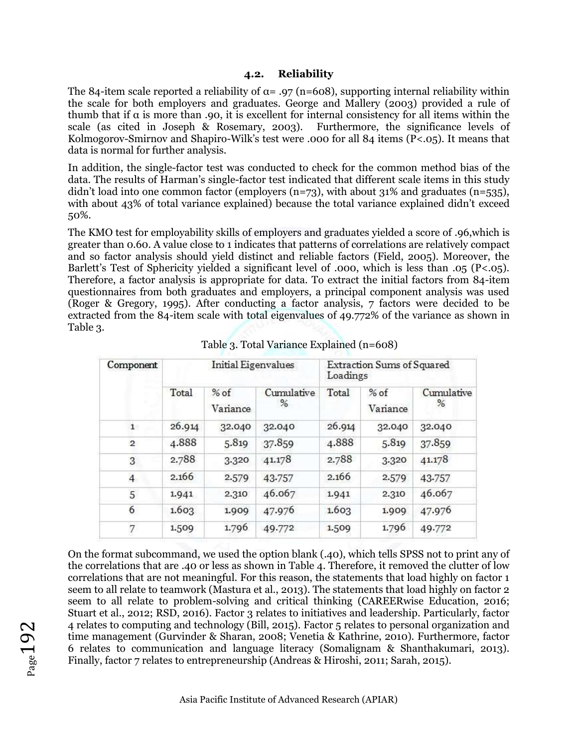### 4.2. Reliability

The 84-item scale reported a reliability of α= .97 (n=608), supporting internal reliability within the scale for both employers and graduates. George and Mallery (2003) provided a rule of thumb that if α is more than .90, it is excellent for internal consistency for all items within the scale (as cited in Joseph & Rosemary, 2003). Furthermore, the significance levels of Kolmogorov-Smirnov and Shapiro-Wilk's test were .000 for all 84 items (P<.05). It means that data is normal for further analysis.

In addition, the single-factor test was conducted to check for the common method bias of the data. The results of Harman's single-factor test indicated that different scale items in this study didn't load into one common factor (employers (n=73), with about 31% and graduates (n=535), with about 43% of total variance explained) because the total variance explained didn't exceed 50%.

The KMO test for employability skills of employers and graduates yielded a score of .96,which is greater than 0.60. A value close to 1 indicates that patterns of correlations are relatively compact and so factor analysis should yield distinct and reliable factors (Field, 2005). Moreover, the Barlett's Test of Sphericity yielded a significant level of .000, which is less than .05 (P<.05). Therefore, a factor analysis is appropriate for data. To extract the initial factors from 84-item questionnaires from both graduates and employers, a principal component analysis was used (Roger & Gregory, 1995). After conducting a factor analysis, 7 factors were decided to be extracted from the 84-item scale with total eigenvalues of 49.772% of the variance as shown in Table 3.

Table 3. Total Variance Explained (n=608)

| Component | Initial Eigenvalues | | | Extraction Sums of Squared Loadings | | |
|---|---|---|---|---|---|---|
| | Total | % of Variance | Cumulative % | Total | % of Variance | Cumulative % |
| 1 | 26.914 | 32.040 | 32.040 | 26.914 | 32.040 | 32.040 |
| 2 | 4.888 | 5.819 | 37.859 | 4.888 | 5.819 | 37.859 |
| 3 | 2.788 | 3.320 | 41.178 | 2.788 | 3.320 | 41.178 |
| 4 | 2.166 | 2.579 | 43.757 | 2.166 | 2.579 | 43.757 |
| 5 | 1.941 | 2.310 | 46.067 | 1.941 | 2.310 | 46.067 |
| 6 | 1.603 | 1.909 | 47.976 | 1.603 | 1.909 | 47.976 |
| 7 | 1.509 | 1.796 | 49.772 | 1.509 | 1.796 | 49.772 |

On the format subcommand, we used the option blank (.40), which tells SPSS not to print any of the correlations that are .40 or less as shown in Table 4. Therefore, it removed the clutter of low correlations that are not meaningful. For this reason, the statements that load highly on factor 1 seem to all relate to teamwork (Mastura et al., 2013). The statements that load highly on factor 2 seem to all relate to problem-solving and critical thinking (CAREERwise Education, 2016; Stuart et al., 2012; RSD, 2016). Factor 3 relates to initiatives and leadership. Particularly, factor 4 relates to computing and technology (Bill, 2015). Factor 5 relates to personal organization and time management (Gurvinder & Sharan, 2008; Venetia & Kathrine, 2010). Furthermore, factor 6 relates to communication and language literacy (Somalignam & Shanthakumari, 2013). Finally, factor 7 relates to entrepreneurship (Andreas & Hiroshi, 2011; Sarah, 2015).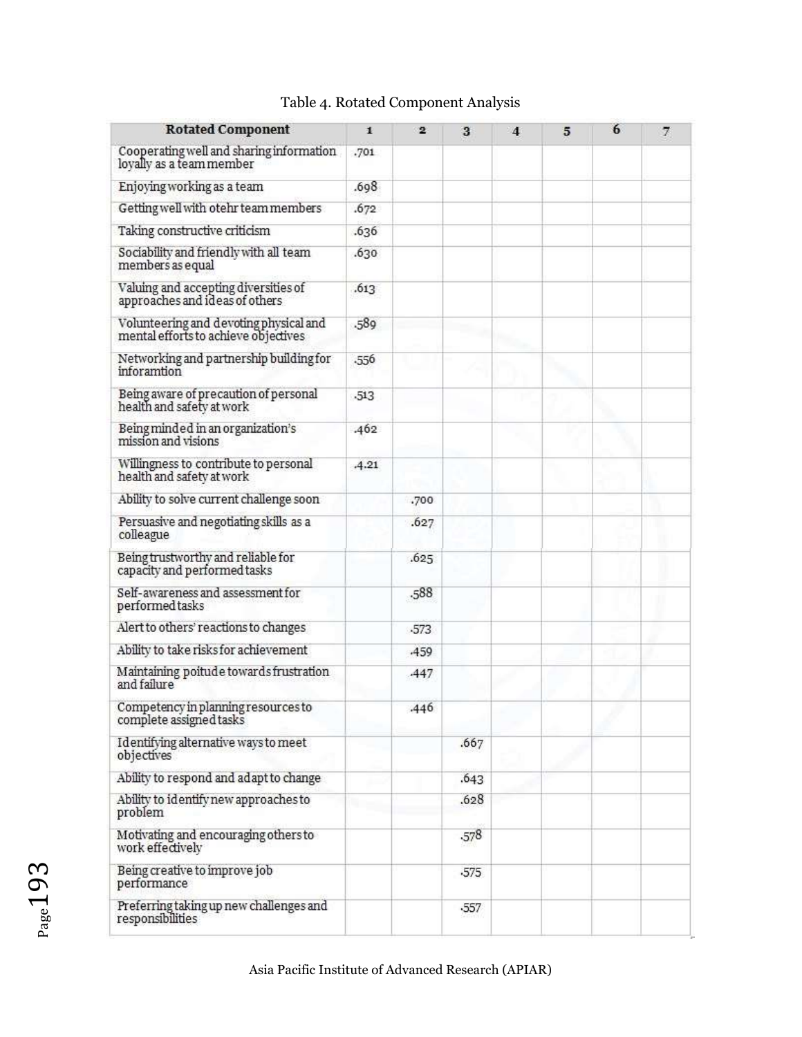Table 4. Rotated Component Analysis

| Rotated Component | 1 | 2 | 3 | 4 | 5 | 6 | 7 |
|---|---|---|---|---|---|---|---|
| Cooperating well and sharing information loyally as a team member | .701 | | | | | | |
| Enjoying working as a team | .698 | | | | | | |
| Getting well with otehr team members | .672 | | | | | | |
| Taking constructive criticism | .636 | | | | | | |
| Sociability and friendly with all team members as equal | .630 | | | | | | |
| Valuing and accepting diversities of approaches and ideas of others | .613 | | | | | | |
| Volunteering and devoting physical and mental efforts to achieve objectives | .589 | | | | | | |
| Networking and partnership building for inforamtion | .556 | | | | | | |
| Being aware of precaution of personal health and safety at work | .513 | | | | | | |
| Being minded in an organization's mission and visions | .462 | | | | | | |
| Willingness to contribute to personal health and safety at work | .4.21 | | | | | | |
| Ability to solve current challenge soon | | .700 | | | | | |
| Persuasive and negotiating skills as a colleague | | .627 | | | | | |
| Being trustworthy and reliable for capacity and performed tasks | | .625 | | | | | |
| Self-awareness and assessment for performed tasks | | .588 | | | | | |
| Alert to others' reactions to changes | | .573 | | | | | |
| Ability to take risks for achievement | | .459 | | | | | |
| Maintaining poitude towards frustration and failure | | .447 | | | | | |
| Competency in planning resources to complete assigned tasks | | .446 | | | | | |
| Identifying alternative ways to meet objectives | | | .667 | | | | |
| Ability to respond and adapt to change | | | .643 | | | | |
| Ability to identify new approaches to problem | | | .628 | | | | |
| Motivating and encouraging others to work effectively | | | .578 | | | | |
| Being creative to improve job performance | | | .575 | | | | |
| Preferring taking up new challenges and responsibilities | | | .557 | | | | |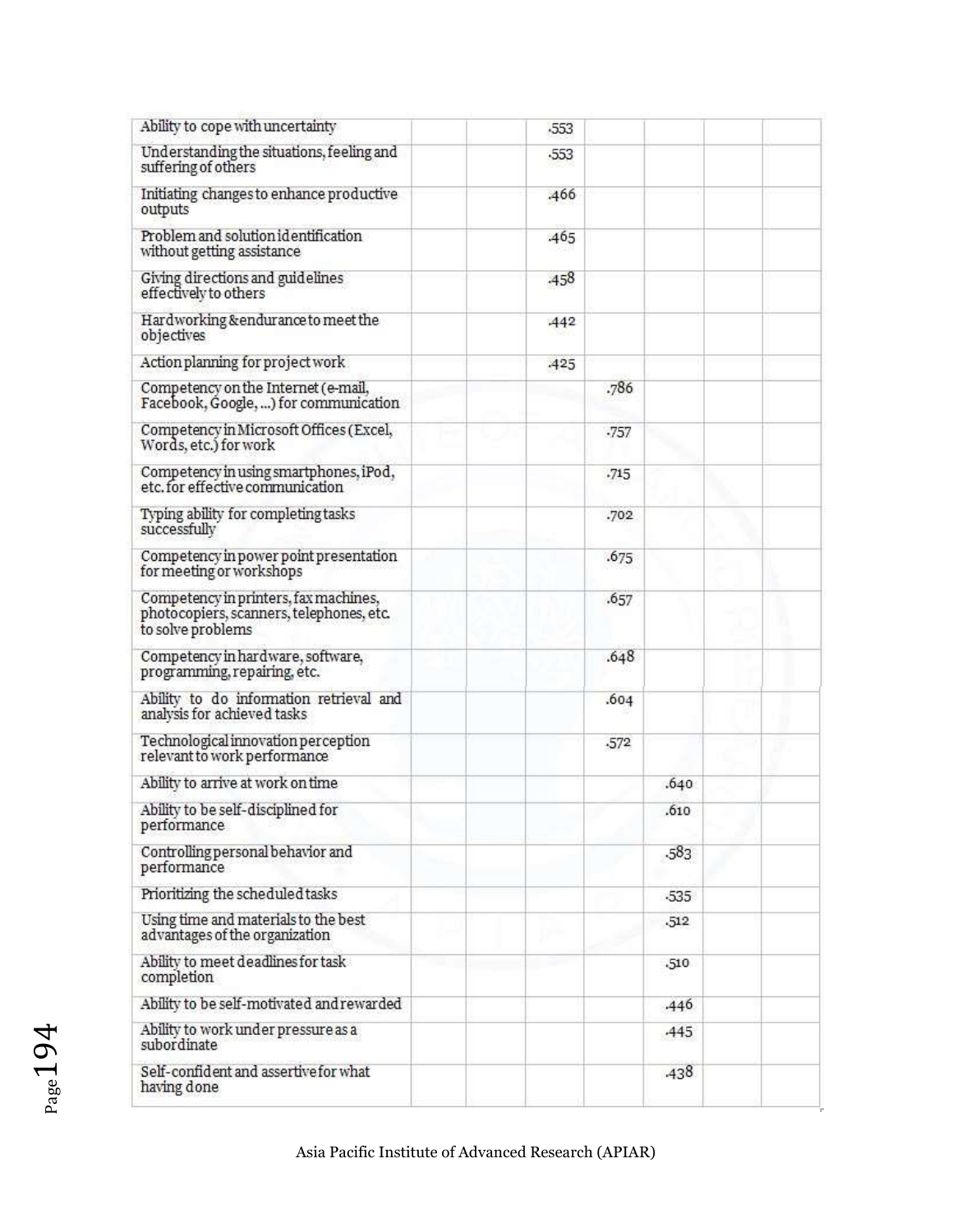| | | | | | | | |
|---|---|---|---|---|---|---|---|
| Ability to cope with uncertainty | | | .553 | | | | |
| Understanding the situations, feeling and suffering of others | | | .553 | | | | |
| Initiating changes to enhance productive outputs | | | .466 | | | | |
| Problem and solution identification without getting assistance | | | .465 | | | | |
| Giving directions and guidelines effectively to others | | | .458 | | | | |
| Hardworking &endurance to meet the objectives | | | .442 | | | | |
| Action planning for project work | | | .425 | | | | |
| Competency on the Internet (e-mail, Facebook, Google, ...) for communication | | | | .786 | | | |
| Competency in Microsoft Offices (Excel, Words, etc.) for work | | | | .757 | | | |
| Competency in using smartphones, iPod, etc. for effective communication | | | | .715 | | | |
| Typing ability for completing tasks successfully | | | | .702 | | | |
| Competency in power point presentation for meeting or workshops | | | | .675 | | | |
| Competency in printers, fax machines, photocopiers, scanners, telephones, etc. to solve problems | | | | .657 | | | |
| Competency in hardware, software, programming, repairing, etc. | | | | .648 | | | |
| Ability to do information retrieval and analysis for achieved tasks | | | | .604 | | | |
| Technological innovation perception relevant to work performance | | | | .572 | | | |
| Ability to arrive at work on time | | | | | .640 | | |
| Ability to be self-disciplined for performance | | | | | .610 | | |
| Controlling personal behavior and performance | | | | | .583 | | |
| Prioritizing the scheduled tasks | | | | | .535 | | |
| Using time and materials to the best advantages of the organization | | | | | .512 | | |
| Ability to meet deadlines for task completion | | | | | .510 | | |
| Ability to be self-motivated and rewarded | | | | | .446 | | |
| Ability to work under pressure as a subordinate | | | | | .445 | | |
| Self-confident and assertive for what having done | | | | | .438 | | |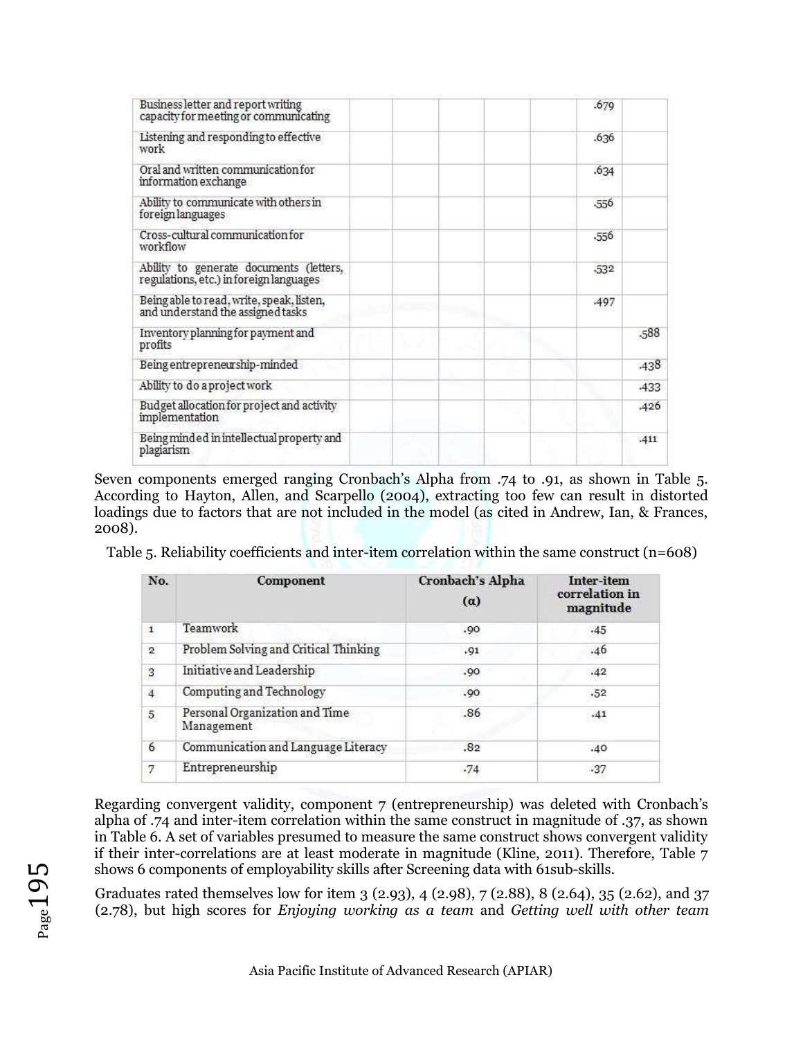| | | | | | | | |
|---|---|---|---|---|---|---|---|
| Business letter and report writing capacity for meeting or communicating | | | | | | .679 | |
| Listening and responding to effective work | | | | | | .636 | |
| Oral and written communication for information exchange | | | | | | .634 | |
| Ability to communicate with others in foreign languages | | | | | | .556 | |
| Cross-cultural communication for workflow | | | | | | .556 | |
| Ability to generate documents (letters, regulations, etc.) in foreign languages | | | | | | .532 | |
| Being able to read, write, speak, listen, and understand the assigned tasks | | | | | | .497 | |
| Inventory planning for payment and profits | | | | | | | .588 |
| Being entrepreneurship-minded | | | | | | | .438 |
| Ability to do a project work | | | | | | | .433 |
| Budget allocation for project and activity implementation | | | | | | | .426 |
| Being minded in intellectual property and plagiarism | | | | | | | .411 |

Seven components emerged ranging Cronbach's Alpha from .74 to .91, as shown in Table 5. According to Hayton, Allen, and Scarpello (2004), extracting too few can result in distorted loadings due to factors that are not included in the model (as cited in Andrew, Ian, & Frances, 2008).

Table 5. Reliability coefficients and inter-item correlation within the same construct (n=608)

| No. | Component | Cronbach's Alpha (α) | Inter-item correlation in magnitude |
|---|---|---|---|
| 1 | Teamwork | .90 | .45 |
| 2 | Problem Solving and Critical Thinking | .91 | .46 |
| 3 | Initiative and Leadership | .90 | .42 |
| 4 | Computing and Technology | .90 | .52 |
| 5 | Personal Organization and Time Management | .86 | .41 |
| 6 | Communication and Language Literacy | .82 | .40 |
| 7 | Entrepreneurship | .74 | .37 |

Regarding convergent validity, component 7 (entrepreneurship) was deleted with Cronbach's alpha of .74 and inter-item correlation within the same construct in magnitude of .37, as shown in Table 6. A set of variables presumed to measure the same construct shows convergent validity if their inter-correlations are at least moderate in magnitude (Kline, 2011). Therefore, Table 7 shows 6 components of employability skills after Screening data with 61sub-skills.

Graduates rated themselves low for item 3 (2.93), 4 (2.98), 7 (2.88), 8 (2.64), 35 (2.62), and 37 (2.78), but high scores for *Enjoying working as a team* and *Getting well with other team*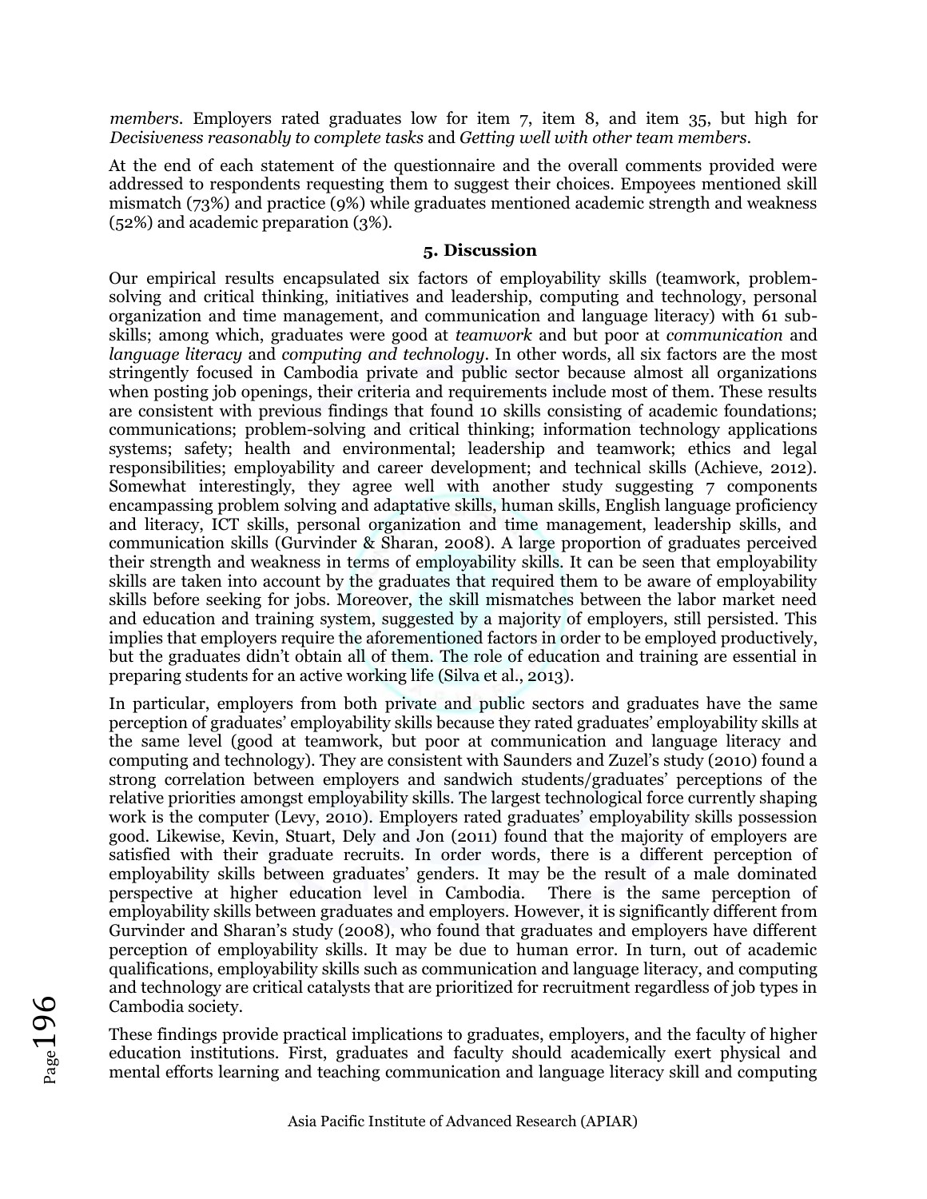*members*. Employers rated graduates low for item 7, item 8, and item 35, but high for *Decisiveness reasonably to complete tasks* and *Getting well with other team members*.

At the end of each statement of the questionnaire and the overall comments provided were addressed to respondents requesting them to suggest their choices. Empoyees mentioned skill mismatch (73%) and practice (9%) while graduates mentioned academic strength and weakness (52%) and academic preparation (3%).

## 5. Discussion

Our empirical results encapsulated six factors of employability skills (teamwork, problem-solving and critical thinking, initiatives and leadership, computing and technology, personal organization and time management, and communication and language literacy) with 61 sub-skills; among which, graduates were good at *teamwork* and but poor at *communication* and *language literacy* and *computing and technology*. In other words, all six factors are the most stringently focused in Cambodia private and public sector because almost all organizations when posting job openings, their criteria and requirements include most of them. These results are consistent with previous findings that found 10 skills consisting of academic foundations; communications; problem-solving and critical thinking; information technology applications systems; safety; health and environmental; leadership and teamwork; ethics and legal responsibilities; employability and career development; and technical skills (Achieve, 2012). Somewhat interestingly, they agree well with another study suggesting 7 components encampassing problem solving and adaptative skills, human skills, English language proficiency and literacy, ICT skills, personal organization and time management, leadership skills, and communication skills (Gurvinder & Sharan, 2008). A large proportion of graduates perceived their strength and weakness in terms of employability skills. It can be seen that employability skills are taken into account by the graduates that required them to be aware of employability skills before seeking for jobs. Moreover, the skill mismatches between the labor market need and education and training system, suggested by a majority of employers, still persisted. This implies that employers require the aforementioned factors in order to be employed productively, but the graduates didn't obtain all of them. The role of education and training are essential in preparing students for an active working life (Silva et al., 2013).

In particular, employers from both private and public sectors and graduates have the same perception of graduates' employability skills because they rated graduates' employability skills at the same level (good at teamwork, but poor at communication and language literacy and computing and technology). They are consistent with Saunders and Zuzel's study (2010) found a strong correlation between employers and sandwich students/graduates' perceptions of the relative priorities amongst employability skills. The largest technological force currently shaping work is the computer (Levy, 2010). Employers rated graduates' employability skills possession good. Likewise, Kevin, Stuart, Dely and Jon (2011) found that the majority of employers are satisfied with their graduate recruits. In order words, there is a different perception of employability skills between graduates' genders. It may be the result of a male dominated perspective at higher education level in Cambodia. There is the same perception of employability skills between graduates and employers. However, it is significantly different from Gurvinder and Sharan's study (2008), who found that graduates and employers have different perception of employability skills. It may be due to human error. In turn, out of academic qualifications, employability skills such as communication and language literacy, and computing and technology are critical catalysts that are prioritized for recruitment regardless of job types in Cambodia society.

These findings provide practical implications to graduates, employers, and the faculty of higher education institutions. First, graduates and faculty should academically exert physical and mental efforts learning and teaching communication and language literacy skill and computing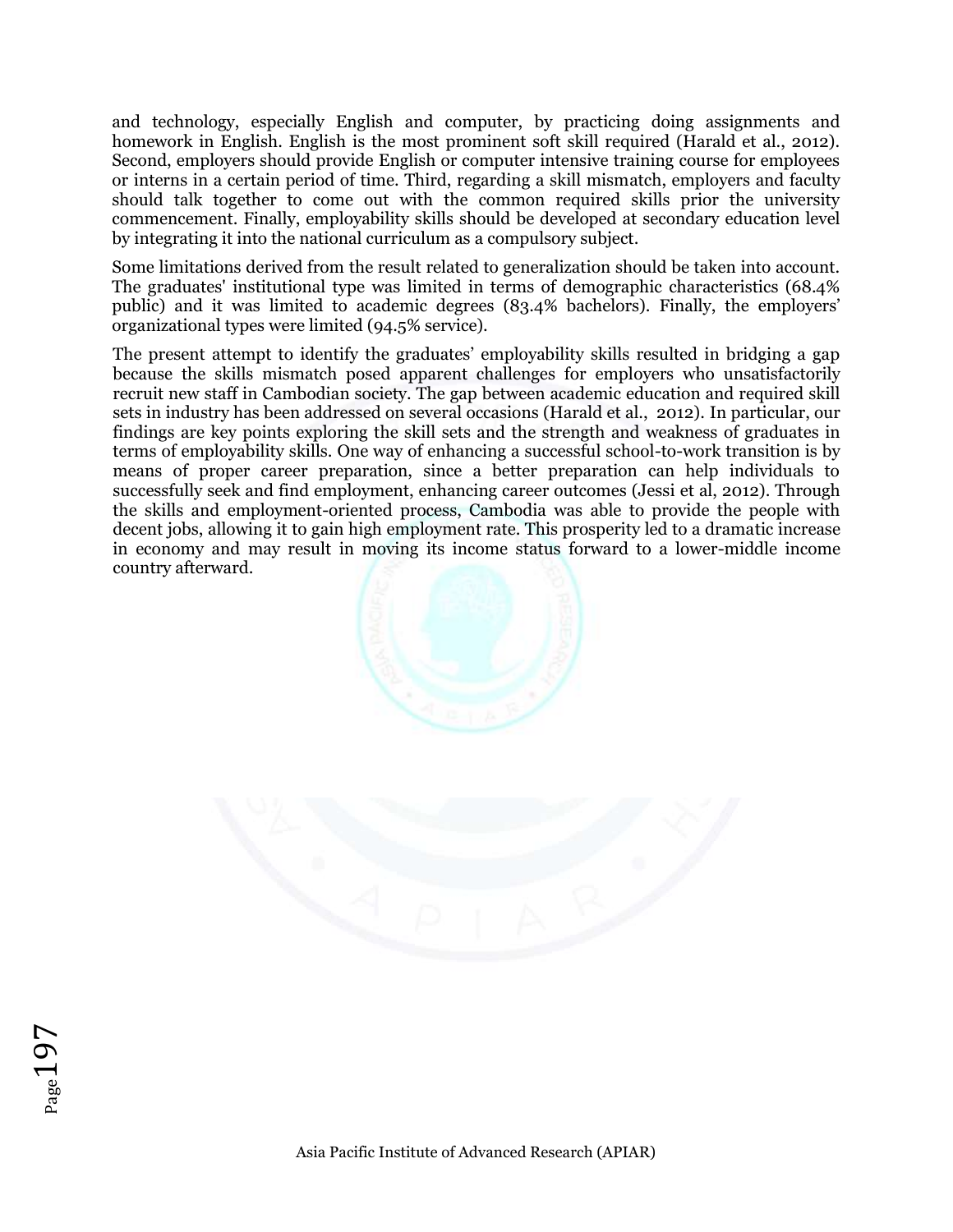and technology, especially English and computer, by practicing doing assignments and homework in English. English is the most prominent soft skill required (Harald et al., 2012). Second, employers should provide English or computer intensive training course for employees or interns in a certain period of time. Third, regarding a skill mismatch, employers and faculty should talk together to come out with the common required skills prior the university commencement. Finally, employability skills should be developed at secondary education level by integrating it into the national curriculum as a compulsory subject.

Some limitations derived from the result related to generalization should be taken into account. The graduates' institutional type was limited in terms of demographic characteristics (68.4% public) and it was limited to academic degrees (83.4% bachelors). Finally, the employers' organizational types were limited (94.5% service).

The present attempt to identify the graduates' employability skills resulted in bridging a gap because the skills mismatch posed apparent challenges for employers who unsatisfactorily recruit new staff in Cambodian society. The gap between academic education and required skill sets in industry has been addressed on several occasions (Harald et al., 2012). In particular, our findings are key points exploring the skill sets and the strength and weakness of graduates in terms of employability skills. One way of enhancing a successful school-to-work transition is by means of proper career preparation, since a better preparation can help individuals to successfully seek and find employment, enhancing career outcomes (Jessi et al, 2012). Through the skills and employment-oriented process, Cambodia was able to provide the people with decent jobs, allowing it to gain high employment rate. This prosperity led to a dramatic increase in economy and may result in moving its income status forward to a lower-middle income country afterward.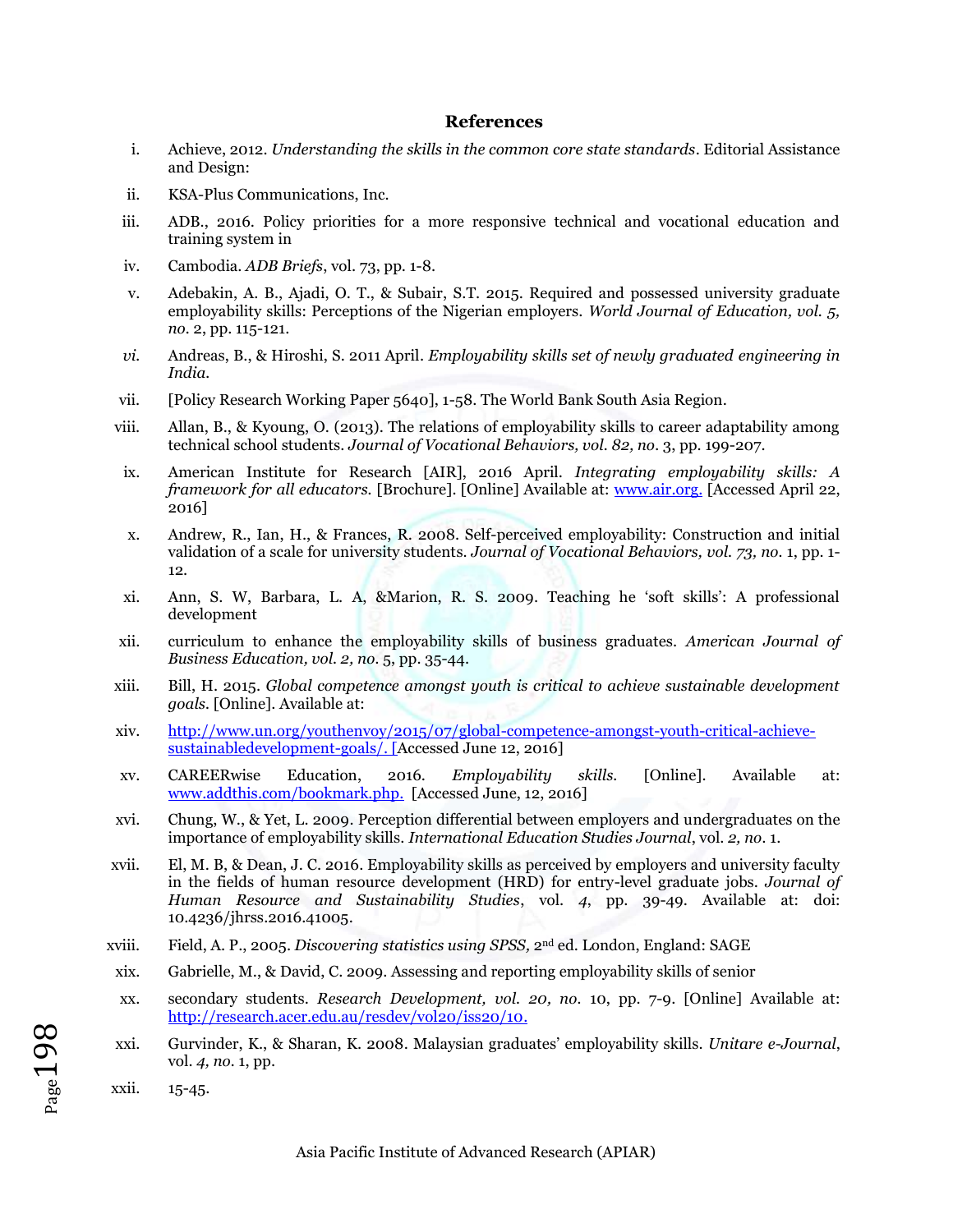## References

i. Achieve, 2012. *Understanding the skills in the common core state standards*. Editorial Assistance and Design:

ii. KSA-Plus Communications, Inc.

iii. ADB., 2016. Policy priorities for a more responsive technical and vocational education and training system in

iv. Cambodia. *ADB Briefs*, vol. 73, pp. 1-8.

v. Adebakin, A. B., Ajadi, O. T., & Subair, S.T. 2015. Required and possessed university graduate employability skills: Perceptions of the Nigerian employers. *World Journal of Education, vol. 5, no.* 2, pp. 115-121.

*vi.* Andreas, B., & Hiroshi, S. 2011 April. *Employability skills set of newly graduated engineering in India.*

vii. [Policy Research Working Paper 5640], 1-58. The World Bank South Asia Region.

viii. Allan, B., & Kyoung, O. (2013). The relations of employability skills to career adaptability among technical school students. *Journal of Vocational Behaviors, vol. 82, no.* 3, pp. 199-207.

ix. American Institute for Research [AIR], 2016 April. *Integrating employability skills: A framework for all educators.* [Brochure]. [Online] Available at: www.air.org. [Accessed April 22, 2016]

x. Andrew, R., Ian, H., & Frances, R. 2008. Self-perceived employability: Construction and initial validation of a scale for university students. *Journal of Vocational Behaviors, vol. 73, no.* 1, pp. 1-12.

xi. Ann, S. W, Barbara, L. A, &Marion, R. S. 2009. Teaching he 'soft skills': A professional development

xii. curriculum to enhance the employability skills of business graduates. *American Journal of Business Education, vol. 2, no.* 5, pp. 35-44.

xiii. Bill, H. 2015. *Global competence amongst youth is critical to achieve sustainable development goals.* [Online]. Available at:

xiv. http://www.un.org/youthenvoy/2015/07/global-competence-amongst-youth-critical-achieve-sustainabledevelopment-goals/. [Accessed June 12, 2016]

xv. CAREERwise Education, 2016. *Employability skills.* [Online]. Available at: www.addthis.com/bookmark.php. [Accessed June, 12, 2016]

xvi. Chung, W., & Yet, L. 2009. Perception differential between employers and undergraduates on the importance of employability skills. *International Education Studies Journal*, vol. *2, no.* 1.

xvii. El, M. B, & Dean, J. C. 2016. Employability skills as perceived by employers and university faculty in the fields of human resource development (HRD) for entry-level graduate jobs. *Journal of Human Resource and Sustainability Studies*, vol. *4*, pp. 39-49. Available at: doi: 10.4236/jhrss.2016.41005.

xviii. Field, A. P., 2005. *Discovering statistics using SPSS,* 2nd ed. London, England: SAGE

xix. Gabrielle, M., & David, C. 2009. Assessing and reporting employability skills of senior

xx. secondary students. *Research Development, vol. 20, no.* 10, pp. 7-9. [Online] Available at: http://research.acer.edu.au/resdev/vol20/iss20/10.

xxi. Gurvinder, K., & Sharan, K. 2008. Malaysian graduates' employability skills. *Unitare e-Journal*, vol. *4, no.* 1, pp.

xxii. 15-45.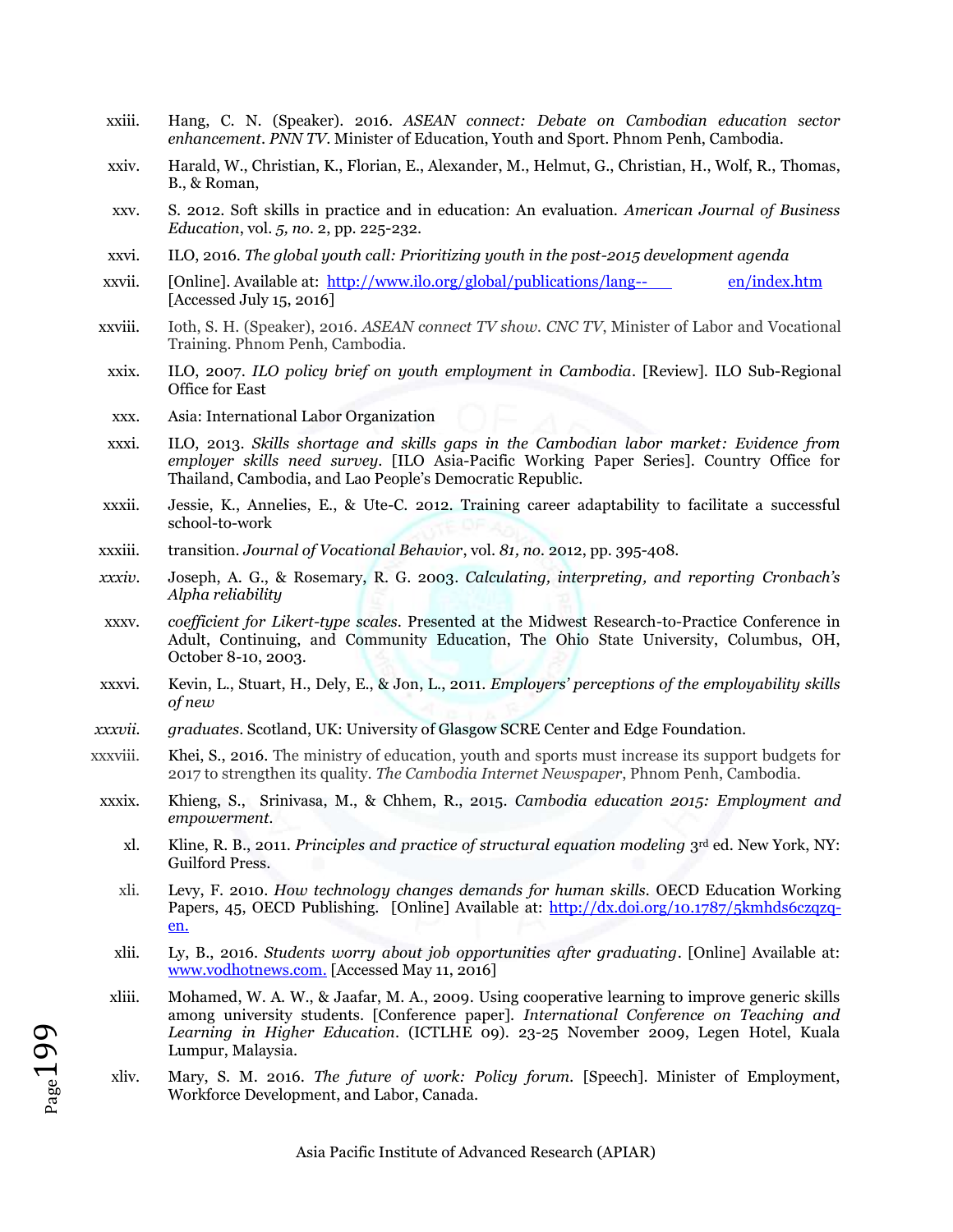xxiii. Hang, C. N. (Speaker). 2016. *ASEAN connect: Debate on Cambodian education sector enhancement*. *PNN TV*. Minister of Education, Youth and Sport. Phnom Penh, Cambodia.

xxiv. Harald, W., Christian, K., Florian, E., Alexander, M., Helmut, G., Christian, H., Wolf, R., Thomas, B., & Roman,

xxv. S. 2012. Soft skills in practice and in education: An evaluation. *American Journal of Business Education*, vol. *5, no*. 2, pp. 225-232.

xxvi. ILO, 2016. *The global youth call: Prioritizing youth in the post-2015 development agenda*

xxvii. [Online]. Available at: http://www.ilo.org/global/publications/lang-- en/index.htm [Accessed July 15, 2016]

xxviii. Ioth, S. H. (Speaker), 2016. *ASEAN connect TV show*. *CNC TV*, Minister of Labor and Vocational Training. Phnom Penh, Cambodia.

xxix. ILO, 2007. *ILO policy brief on youth employment in Cambodia*. [Review]. ILO Sub-Regional Office for East

xxx. Asia: International Labor Organization

xxxi. ILO, 2013. *Skills shortage and skills gaps in the Cambodian labor market: Evidence from employer skills need survey*. [ILO Asia-Pacific Working Paper Series]. Country Office for Thailand, Cambodia, and Lao People's Democratic Republic.

xxxii. Jessie, K., Annelies, E., & Ute-C. 2012. Training career adaptability to facilitate a successful school-to-work

xxxiii. transition. *Journal of Vocational Behavior*, vol. *81, no*. 2012, pp. 395-408.

*xxxiv*. Joseph, A. G., & Rosemary, R. G. 2003. *Calculating, interpreting, and reporting Cronbach's Alpha reliability*

xxxv. *coefficient for Likert-type scales*. Presented at the Midwest Research-to-Practice Conference in Adult, Continuing, and Community Education, The Ohio State University, Columbus, OH, October 8-10, 2003.

xxxvi. Kevin, L., Stuart, H., Dely, E., & Jon, L., 2011. *Employers' perceptions of the employability skills of new*

*xxxvii*. *graduates*. Scotland, UK: University of Glasgow SCRE Center and Edge Foundation.

xxxviii. Khei, S., 2016. The ministry of education, youth and sports must increase its support budgets for 2017 to strengthen its quality. *The Cambodia Internet Newspaper*, Phnom Penh, Cambodia.

xxxix. Khieng, S., Srinivasa, M., & Chhem, R., 2015. *Cambodia education 2015: Employment and empowerment*.

xl. Kline, R. B., 2011. *Principles and practice of structural equation modeling* 3rd ed. New York, NY: Guilford Press.

xli. Levy, F. 2010. *How technology changes demands for human skills*. OECD Education Working Papers, 45, OECD Publishing. [Online] Available at: http://dx.doi.org/10.1787/5kmhds6czqzq-en.

xlii. Ly, B., 2016. *Students worry about job opportunities after graduating*. [Online] Available at: www.vodhotnews.com. [Accessed May 11, 2016]

xliii. Mohamed, W. A. W., & Jaafar, M. A., 2009. Using cooperative learning to improve generic skills among university students. [Conference paper]. *International Conference on Teaching and Learning in Higher Education*. (ICTLHE 09). 23-25 November 2009, Legen Hotel, Kuala Lumpur, Malaysia.

xliv. Mary, S. M. 2016. *The future of work: Policy forum*. [Speech]. Minister of Employment, Workforce Development, and Labor, Canada.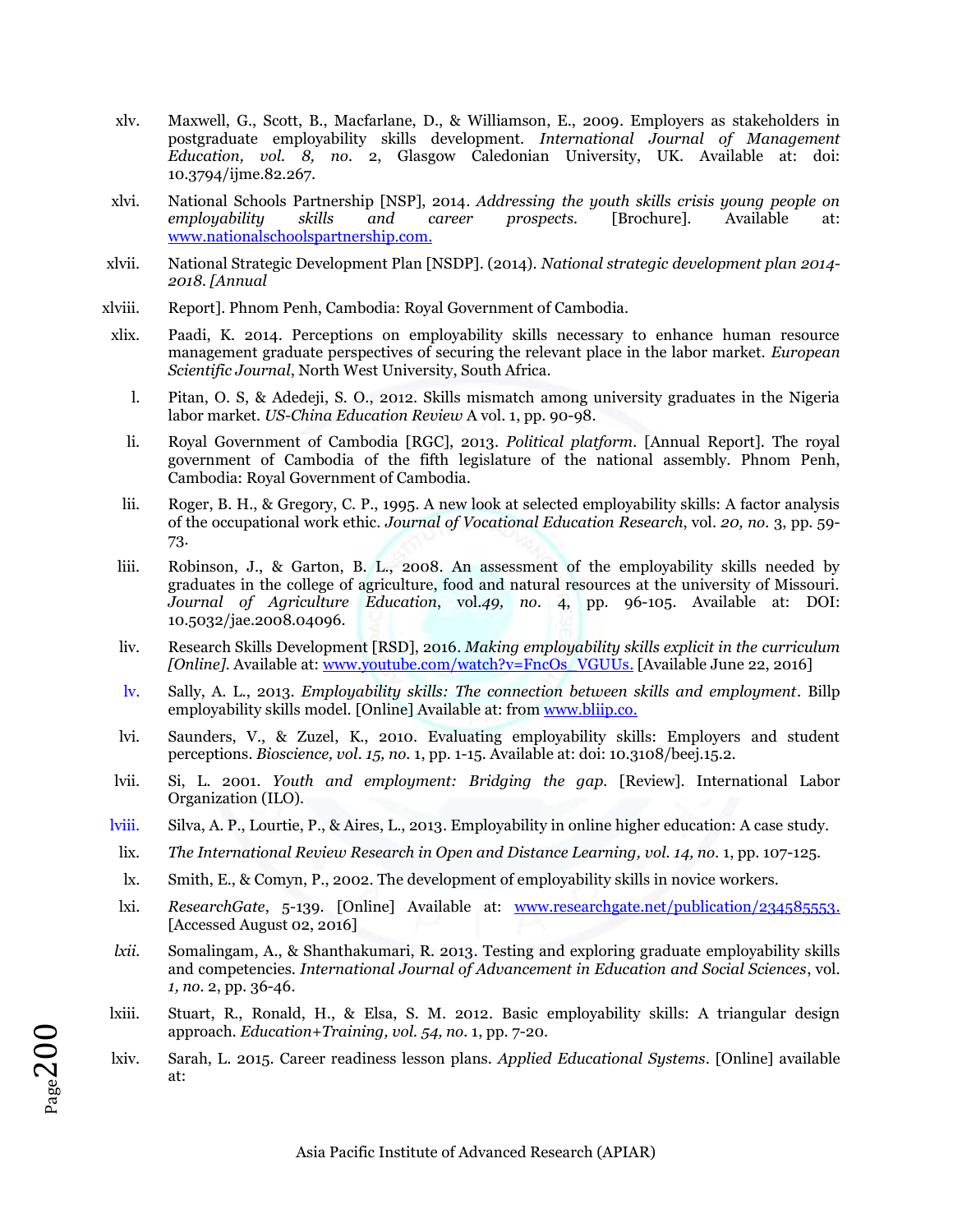xlv. Maxwell, G., Scott, B., Macfarlane, D., & Williamson, E., 2009. Employers as stakeholders in postgraduate employability skills development. *International Journal of Management Education, vol. 8, no.* 2, Glasgow Caledonian University, UK. Available at: doi: 10.3794/ijme.82.267.

xlvi. National Schools Partnership [NSP], 2014. *Addressing the youth skills crisis young people on employability skills and career prospects.* [Brochure]. Available at: www.nationalschoolspartnership.com.

xlvii. National Strategic Development Plan [NSDP]. (2014). *National strategic development plan 2014-2018. [Annual*

xlviii. Report]. Phnom Penh, Cambodia: Royal Government of Cambodia.

xlix. Paadi, K. 2014. Perceptions on employability skills necessary to enhance human resource management graduate perspectives of securing the relevant place in the labor market. *European Scientific Journal*, North West University, South Africa.

l. Pitan, O. S, & Adedeji, S. O., 2012. Skills mismatch among university graduates in the Nigeria labor market. *US-China Education Review* A vol. 1, pp. 90-98.

li. Royal Government of Cambodia [RGC], 2013. *Political platform.* [Annual Report]. The royal government of Cambodia of the fifth legislature of the national assembly. Phnom Penh, Cambodia: Royal Government of Cambodia.

lii. Roger, B. H., & Gregory, C. P., 1995. A new look at selected employability skills: A factor analysis of the occupational work ethic. *Journal of Vocational Education Research*, vol. *20, no.* 3, pp. 59-73.

liii. Robinson, J., & Garton, B. L., 2008. An assessment of the employability skills needed by graduates in the college of agriculture, food and natural resources at the university of Missouri. *Journal of Agriculture Education*, vol.*49, no.* 4, pp. 96-105. Available at: DOI: 10.5032/jae.2008.04096.

liv. Research Skills Development [RSD], 2016. *Making employability skills explicit in the curriculum [Online].* Available at: www.youtube.com/watch?v=FncOs_VGUUs. [Available June 22, 2016]

lv. Sally, A. L., 2013. *Employability skills: The connection between skills and employment*. Billp employability skills model. [Online] Available at: from www.bliip.co.

lvi. Saunders, V., & Zuzel, K., 2010. Evaluating employability skills: Employers and student perceptions. *Bioscience, vol. 15, no.* 1, pp. 1-15. Available at: doi: 10.3108/beej.15.2.

lvii. Si, L. 2001. *Youth and employment: Bridging the gap.* [Review]. International Labor Organization (ILO).

lviii. Silva, A. P., Lourtie, P., & Aires, L., 2013. Employability in online higher education: A case study.

lix. *The International Review Research in Open and Distance Learning, vol. 14, no.* 1, pp. 107-125.

lx. Smith, E., & Comyn, P., 2002. The development of employability skills in novice workers.

lxi. *ResearchGate*, 5-139. [Online] Available at: www.researchgate.net/publication/234585553. [Accessed August 02, 2016]

*lxii.* Somalingam, A., & Shanthakumari, R. 2013. Testing and exploring graduate employability skills and competencies. *International Journal of Advancement in Education and Social Sciences*, vol. *1, no.* 2, pp. 36-46.

lxiii. Stuart, R., Ronald, H., & Elsa, S. M. 2012. Basic employability skills: A triangular design approach. *Education+Training, vol. 54, no.* 1, pp. 7-20.

lxiv. Sarah, L. 2015. Career readiness lesson plans. *Applied Educational Systems*. [Online] available at: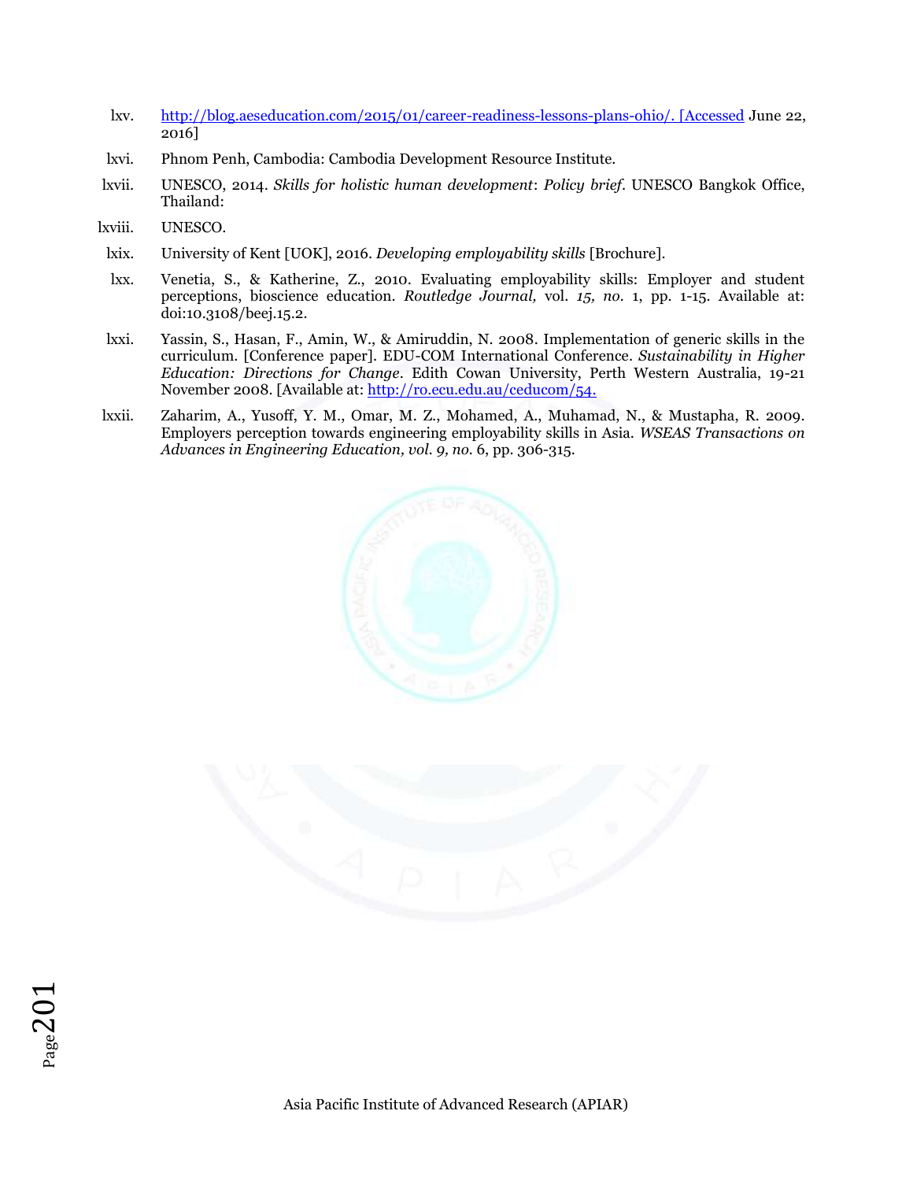lxv. http://blog.aeseducation.com/2015/01/career-readiness-lessons-plans-ohio/. [Accessed June 22, 2016]

lxvi. Phnom Penh, Cambodia: Cambodia Development Resource Institute.

lxvii. UNESCO, 2014. *Skills for holistic human development*: *Policy brief*. UNESCO Bangkok Office, Thailand:

lxviii. UNESCO.

lxix. University of Kent [UOK], 2016. *Developing employability skills* [Brochure].

lxx. Venetia, S., & Katherine, Z., 2010. Evaluating employability skills: Employer and student perceptions, bioscience education. *Routledge Journal,* vol. *15, no.* 1, pp. 1-15. Available at: doi:10.3108/beej.15.2.

lxxi. Yassin, S., Hasan, F., Amin, W., & Amiruddin, N. 2008. Implementation of generic skills in the curriculum. [Conference paper]. EDU-COM International Conference. *Sustainability in Higher Education: Directions for Change*. Edith Cowan University, Perth Western Australia, 19-21 November 2008. [Available at: http://ro.ecu.edu.au/ceducom/54.

lxxii. Zaharim, A., Yusoff, Y. M., Omar, M. Z., Mohamed, A., Muhamad, N., & Mustapha, R. 2009. Employers perception towards engineering employability skills in Asia. *WSEAS Transactions on Advances in Engineering Education, vol. 9, no.* 6, pp. 306-315.